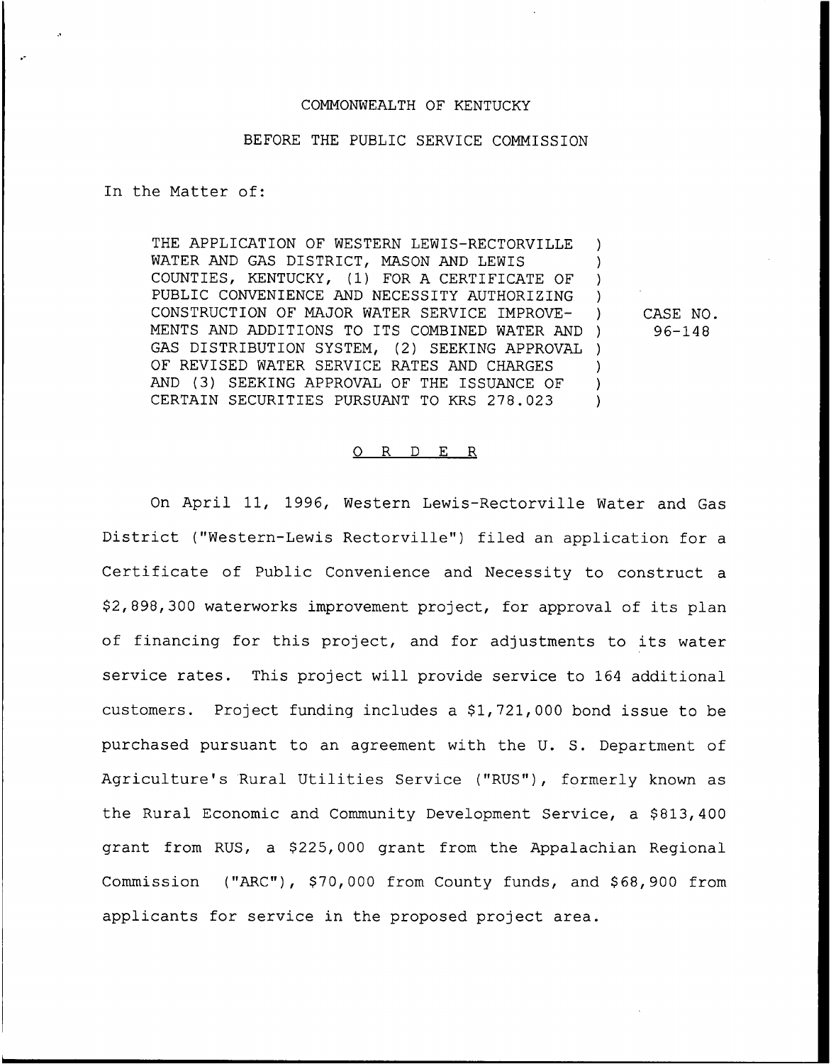COMMONWEALTH OF KENTUCKY

BEFORE THE PUBLIC SERVICE COMMISSION

In the Matter of:

| | | |
|---|---|---|
| THE APPLICATION OF WESTERN LEWIS-RECTORVILLE WATER AND GAS DISTRICT, MASON AND LEWIS COUNTIES, KENTUCKY, (1) FOR A CERTIFICATE OF PUBLIC CONVENIENCE AND NECESSITY AUTHORIZING CONSTRUCTION OF MAJOR WATER SERVICE IMPROVEMENTS AND ADDITIONS TO ITS COMBINED WATER AND GAS DISTRIBUTION SYSTEM, (2) SEEKING APPROVAL OF REVISED WATER SERVICE RATES AND CHARGES AND (3) SEEKING APPROVAL OF THE ISSUANCE OF CERTAIN SECURITIES PURSUANT TO KRS 278.023 | ) | CASE NO. 96-148 |

O R D E R

On April 11, 1996, Western Lewis-Rectorville Water and Gas District ("Western-Lewis Rectorville") filed an application for a Certificate of Public Convenience and Necessity to construct a $2,898,300 waterworks improvement project, for approval of its plan of financing for this project, and for adjustments to its water service rates. This project will provide service to 164 additional customers. Project funding includes a $1,721,000 bond issue to be purchased pursuant to an agreement with the U. S. Department of Agriculture's Rural Utilities Service ("RUS"), formerly known as the Rural Economic and Community Development Service, a $813,400 grant from RUS, a $225,000 grant from the Appalachian Regional Commission ("ARC"), $70,000 from County funds, and $68,900 from applicants for service in the proposed project area.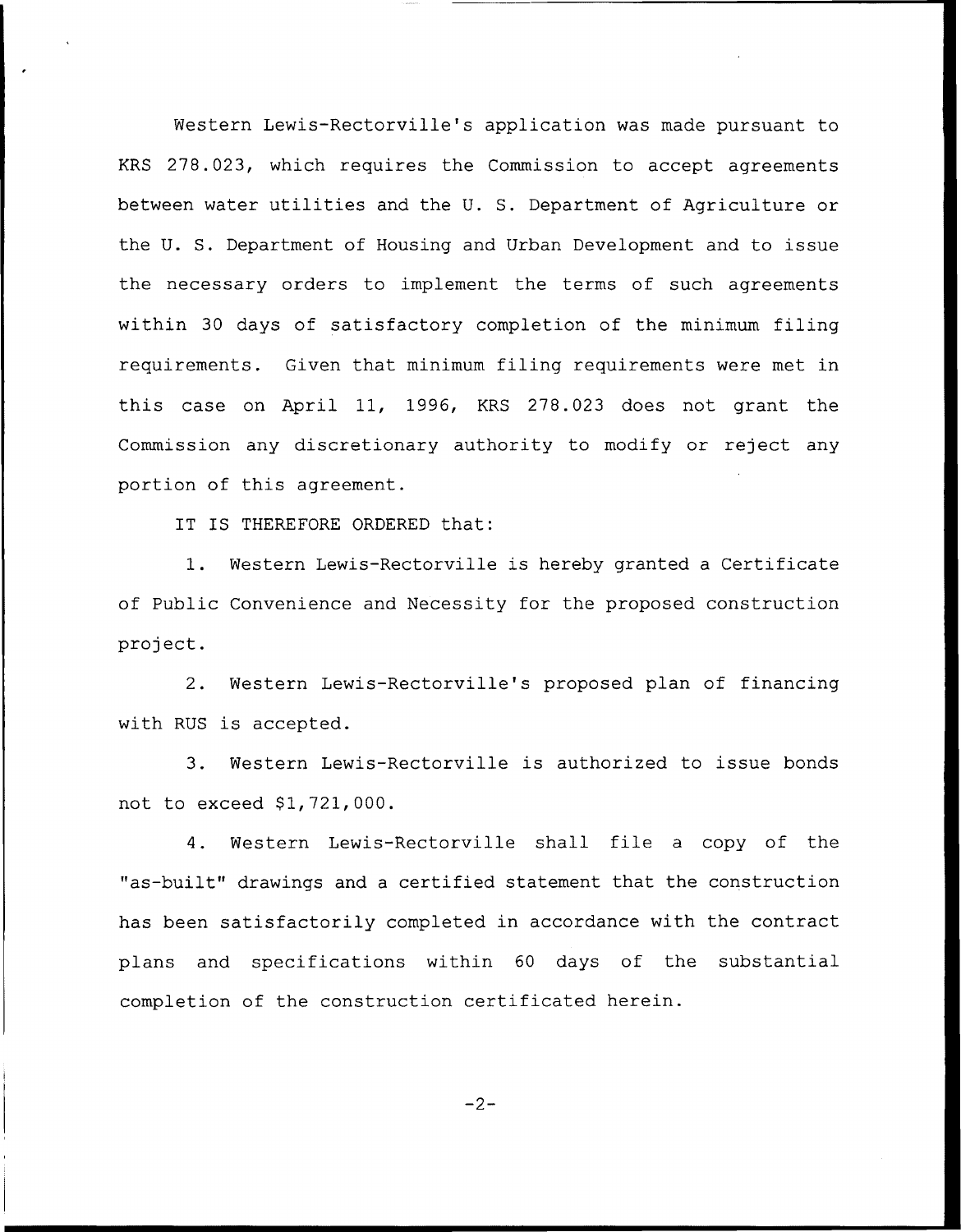Western Lewis-Rectorville's application was made pursuant to KRS 278.023, which requires the Commission to accept agreements between water utilities and the U. S. Department of Agriculture or the U. S. Department of Housing and Urban Development and to issue the necessary orders to implement the terms of such agreements within 30 days of satisfactory completion of the minimum filing requirements. Given that minimum filing requirements were met in this case on April 11, 1996, KRS 278.023 does not grant the Commission any discretionary authority to modify or reject any portion of this agreement.

IT IS THEREFORE ORDERED that:

1. Western Lewis-Rectorville is hereby granted a Certificate of Public Convenience and Necessity for the proposed construction project.

2. Western Lewis-Rectorville's proposed plan of financing with RUS is accepted.

3. Western Lewis-Rectorville is authorized to issue bonds not to exceed $1,721,000.

4. Western Lewis-Rectorville shall file a copy of the "as-built" drawings and a certified statement that the construction has been satisfactorily completed in accordance with the contract plans and specifications within 60 days of the substantial completion of the construction certificated herein.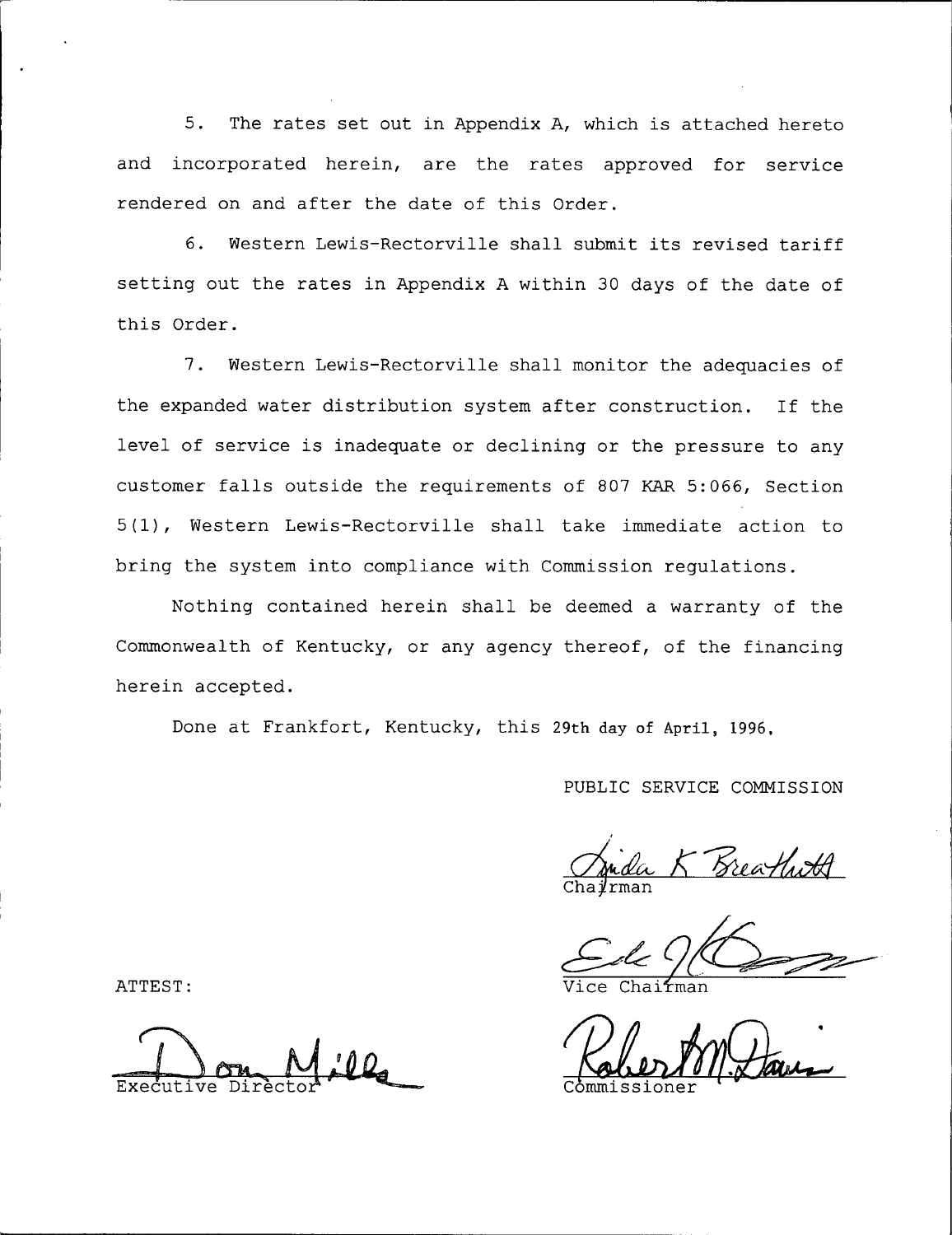5. The rates set out in Appendix A, which is attached hereto and incorporated herein, are the rates approved for service rendered on and after the date of this Order.

6. Western Lewis-Rectorville shall submit its revised tariff setting out the rates in Appendix A within 30 days of the date of this Order.

7. Western Lewis-Rectorville shall monitor the adequacies of the expanded water distribution system after construction. If the level of service is inadequate or declining or the pressure to any customer falls outside the requirements of 807 KAR 5:066, Section 5(1), Western Lewis-Rectorville shall take immediate action to bring the system into compliance with Commission regulations.

Nothing contained herein shall be deemed a warranty of the Commonwealth of Kentucky, or any agency thereof, of the financing herein accepted.

Done at Frankfort, Kentucky, this 29th day of April, 1996.

PUBLIC SERVICE COMMISSION

Linda K Breathitt
Chairman

Vice Chairman

Robert M. Davis
Commissioner

ATTEST:

Don Mills
Executive Director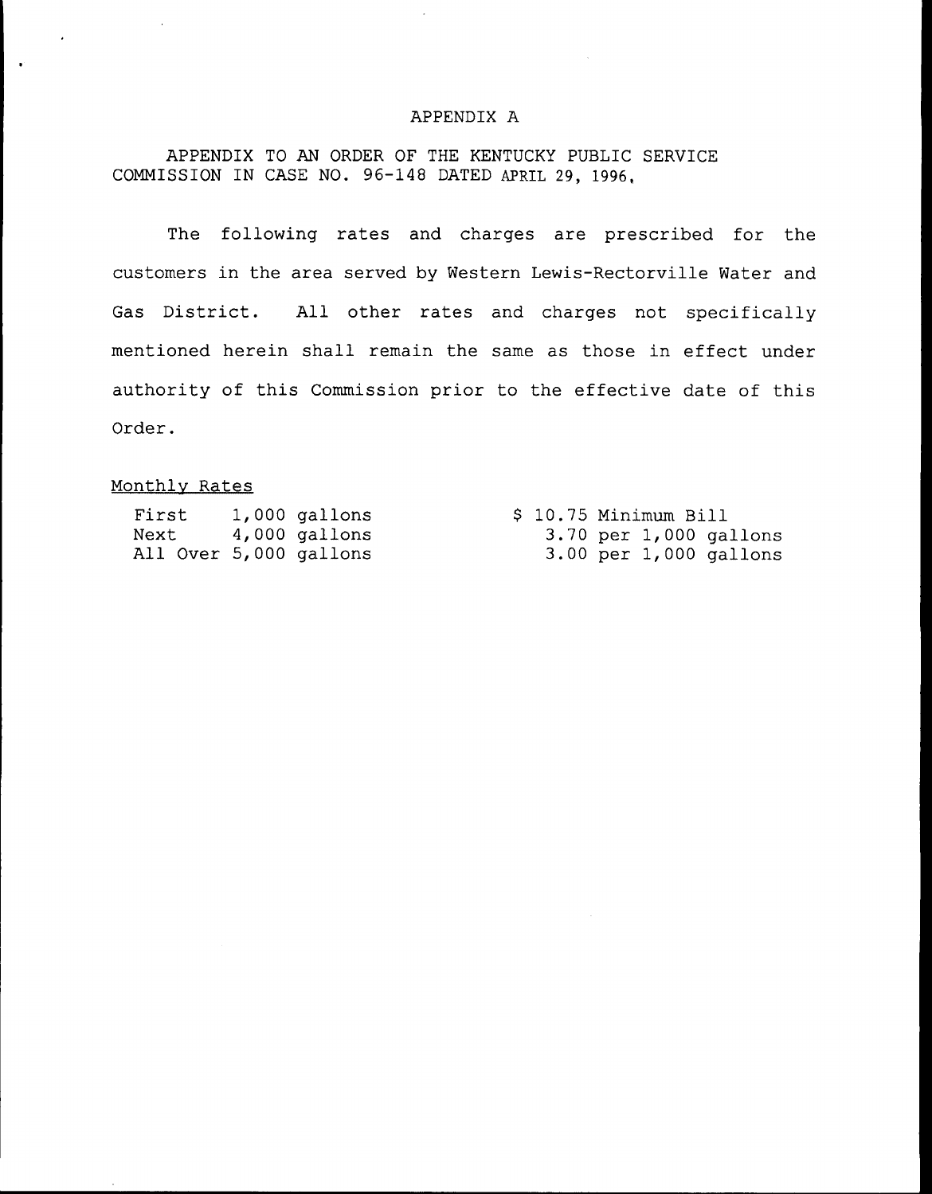# APPENDIX A

APPENDIX TO AN ORDER OF THE KENTUCKY PUBLIC SERVICE COMMISSION IN CASE NO. 96-148 DATED APRIL 29, 1996.

The following rates and charges are prescribed for the customers in the area served by Western Lewis-Rectorville Water and Gas District. All other rates and charges not specifically mentioned herein shall remain the same as those in effect under authority of this Commission prior to the effective date of this Order.

Monthly Rates

| | |
|---|---|
| First 1,000 gallons | $ 10.75 Minimum Bill |
| Next 4,000 gallons | 3.70 per 1,000 gallons |
| All Over 5,000 gallons | 3.00 per 1,000 gallons |